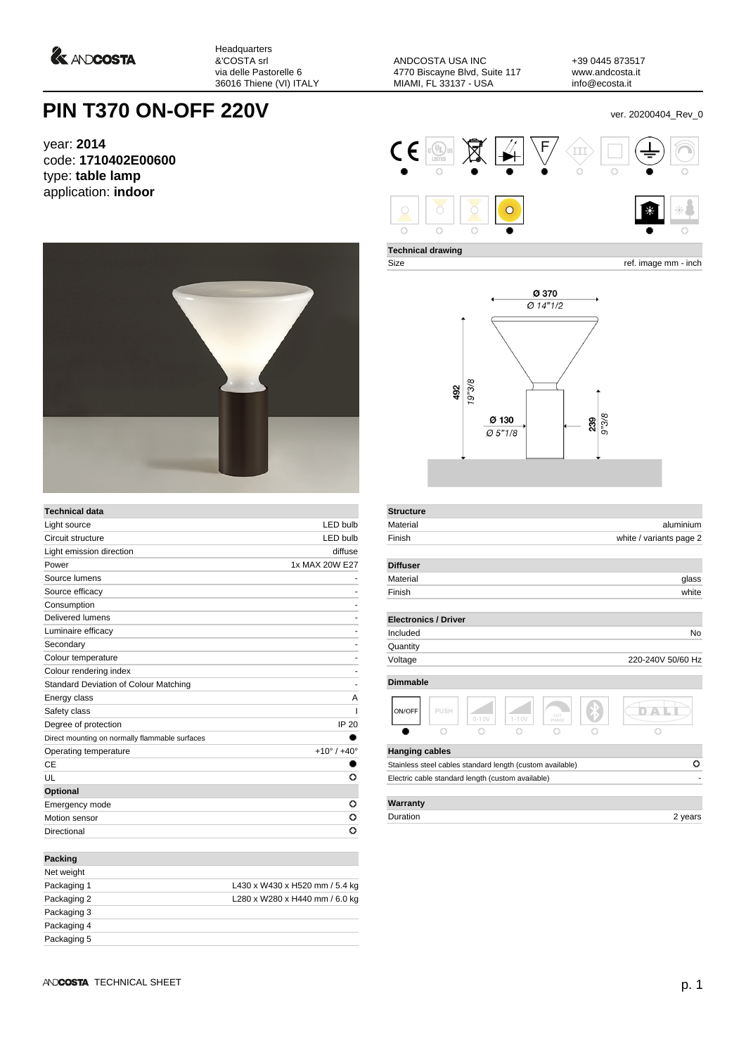&COSTA

Headquarters
&'COSTA srl
via delle Pastorelle 6
36016 Thiene (VI) ITALY

ANDCOSTA USA INC
4770 Biscayne Blvd, Suite 117
MIAMI, FL 33137 - USA

+39 0445 873517
www.andcosta.it
info@ecosta.it

# PIN T370 ON-OFF 220V

ver. 20200404_Rev_0

year: **2014**
code: **1710402E00600**
type: **table lamp**
application: **indoor**

**Technical drawing**

Size — ref. image mm - inch

Ø 370 / Ø 14"1/2
492 / 19"3/8
Ø 130 / Ø 5"1/8
239 / 9"3/8

| Technical data | |
|---|---|
| Light source | LED bulb |
| Circuit structure | LED bulb |
| Light emission direction | diffuse |
| Power | 1x MAX 20W E27 |
| Source lumens | - |
| Source efficacy | - |
| Consumption | - |
| Delivered lumens | - |
| Luminaire efficacy | - |
| Secondary | - |
| Colour temperature | - |
| Colour rendering index | - |
| Standard Deviation of Colour Matching | - |
| Energy class | A |
| Safety class | I |
| Degree of protection | IP 20 |
| Direct mounting on normally flammable surfaces | ● |
| Operating temperature | +10° / +40° |
| CE | ● |
| UL | ○ |
| **Optional** | |
| Emergency mode | ○ |
| Motion sensor | ○ |
| Directional | ○ |

| Packing | |
|---|---|
| Net weight | |
| Packaging 1 | L430 x W430 x H520 mm / 5.4 kg |
| Packaging 2 | L280 x W280 x H440 mm / 6.0 kg |
| Packaging 3 | |
| Packaging 4 | |
| Packaging 5 | |

| Structure | |
|---|---|
| Material | aluminium |
| Finish | white / variants page 2 |

| Diffuser | |
|---|---|
| Material | glass |
| Finish | white |

| Electronics / Driver | |
|---|---|
| Included | No |
| Quantity | |
| Voltage | 220-240V 50/60 Hz |

**Dimmable**

| ON/OFF | PUSH | 0-10V | 1-10V | CUT PHASE | Bluetooth | DALI |
|---|---|---|---|---|---|---|
| ● | ○ | ○ | ○ | ○ | ○ | ○ |

| Hanging cables | |
|---|---|
| Stainless steel cables standard length (custom available) | ○ |
| Electric cable standard length (custom available) | - |

| Warranty | |
|---|---|
| Duration | 2 years |

&COSTA TECHNICAL SHEET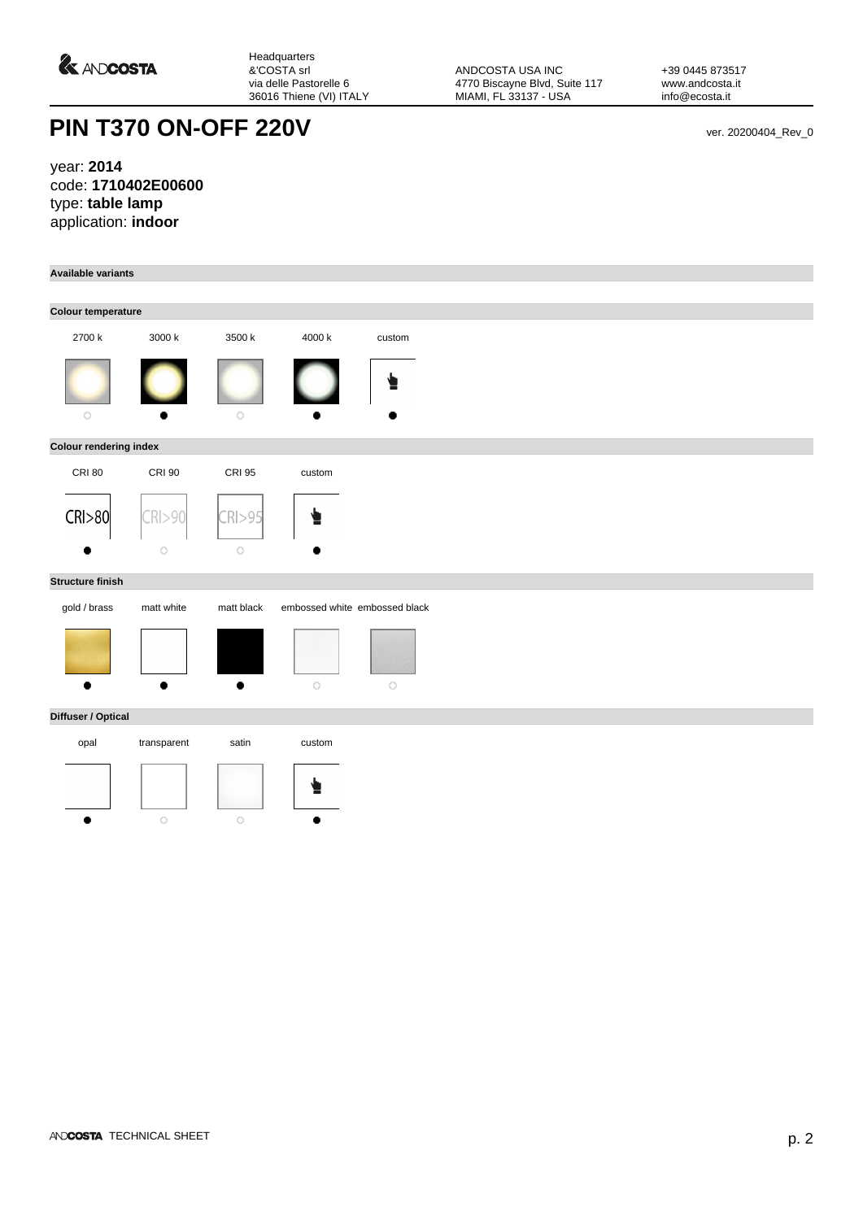Headquarters
&'COSTA srl
via delle Pastorelle 6
36016 Thiene (VI) ITALY

ANDCOSTA USA INC
4770 Biscayne Blvd, Suite 117
MIAMI, FL 33137 - USA

+39 0445 873517
www.andcosta.it
info@ecosta.it

# PIN T370 ON-OFF 220V

ver. 20200404_Rev_0

year: **2014**
code: **1710402E00600**
type: **table lamp**
application: **indoor**

## Available variants

### Colour temperature

| 2700 k | 3000 k | 3500 k | 4000 k | custom |
|---|---|---|---|---|
| ○ | ● | ○ | ● | ● |

### Colour rendering index

| CRI 80 | CRI 90 | CRI 95 | custom |
|---|---|---|---|
| ● | ○ | ○ | ● |

### Structure finish

| gold / brass | matt white | matt black | embossed white | embossed black |
|---|---|---|---|---|
| ● | ● | ● | ○ | ○ |

### Diffuser / Optical

| opal | transparent | satin | custom |
|---|---|---|---|
| ● | ○ | ○ | ● |

ANDCOSTA TECHNICAL SHEET